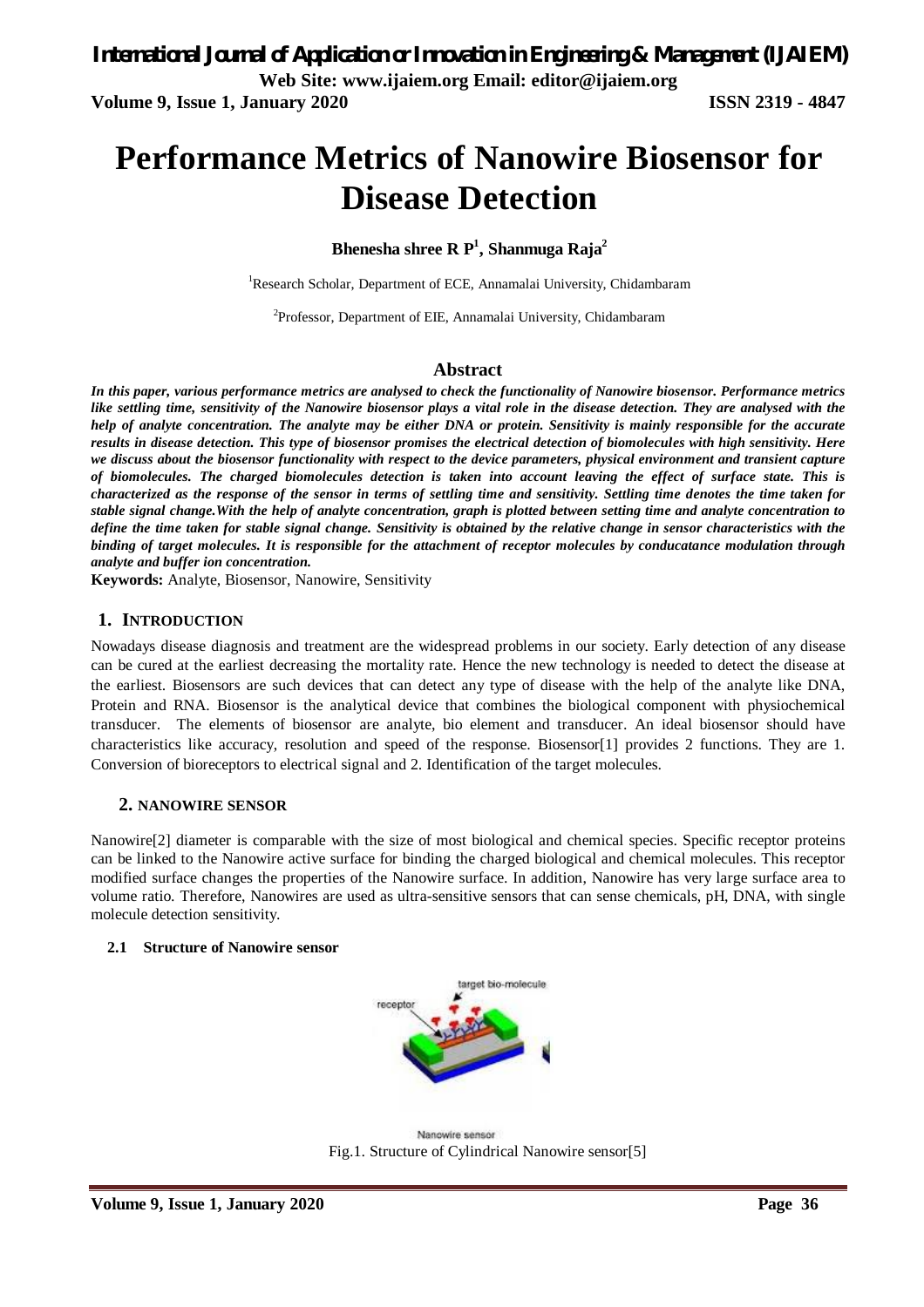# Performance Metrics of Nanowire Biosensor for Disease Detection

**Bhenesha shree R P[1], Shanmuga Raja[2]**

[1]Research Scholar, Department of ECE, Annamalai University, Chidambaram

[2]Professor, Department of EIE, Annamalai University, Chidambaram

## Abstract

***In this paper, various performance metrics are analysed to check the functionality of Nanowire biosensor. Performance metrics like settling time, sensitivity of the Nanowire biosensor plays a vital role in the disease detection. They are analysed with the help of analyte concentration. The analyte may be either DNA or protein. Sensitivity is mainly responsible for the accurate results in disease detection. This type of biosensor promises the electrical detection of biomolecules with high sensitivity. Here we discuss about the biosensor functionality with respect to the device parameters, physical environment and transient capture of biomolecules. The charged biomolecules detection is taken into account leaving the effect of surface state. This is characterized as the response of the sensor in terms of settling time and sensitivity. Settling time denotes the time taken for stable signal change.With the help of analyte concentration, graph is plotted between setting time and analyte concentration to define the time taken for stable signal change. Sensitivity is obtained by the relative change in sensor characteristics with the binding of target molecules. It is responsible for the attachment of receptor molecules by conducatance modulation through analyte and buffer ion concentration.***

**Keywords:** Analyte, Biosensor, Nanowire, Sensitivity

## 1. INTRODUCTION

Nowadays disease diagnosis and treatment are the widespread problems in our society. Early detection of any disease can be cured at the earliest decreasing the mortality rate. Hence the new technology is needed to detect the disease at the earliest. Biosensors are such devices that can detect any type of disease with the help of the analyte like DNA, Protein and RNA. Biosensor is the analytical device that combines the biological component with physiochemical transducer. The elements of biosensor are analyte, bio element and transducer. An ideal biosensor should have characteristics like accuracy, resolution and speed of the response. Biosensor[1] provides 2 functions. They are 1. Conversion of bioreceptors to electrical signal and 2. Identification of the target molecules.

## 2. NANOWIRE SENSOR

Nanowire[2] diameter is comparable with the size of most biological and chemical species. Specific receptor proteins can be linked to the Nanowire active surface for binding the charged biological and chemical molecules. This receptor modified surface changes the properties of the Nanowire surface. In addition, Nanowire has very large surface area to volume ratio. Therefore, Nanowires are used as ultra-sensitive sensors that can sense chemicals, pH, DNA, with single molecule detection sensitivity.

### 2.1 Structure of Nanowire sensor

target bio-molecule

receptor

Nanowire sensor

Fig.1. Structure of Cylindrical Nanowire sensor[5]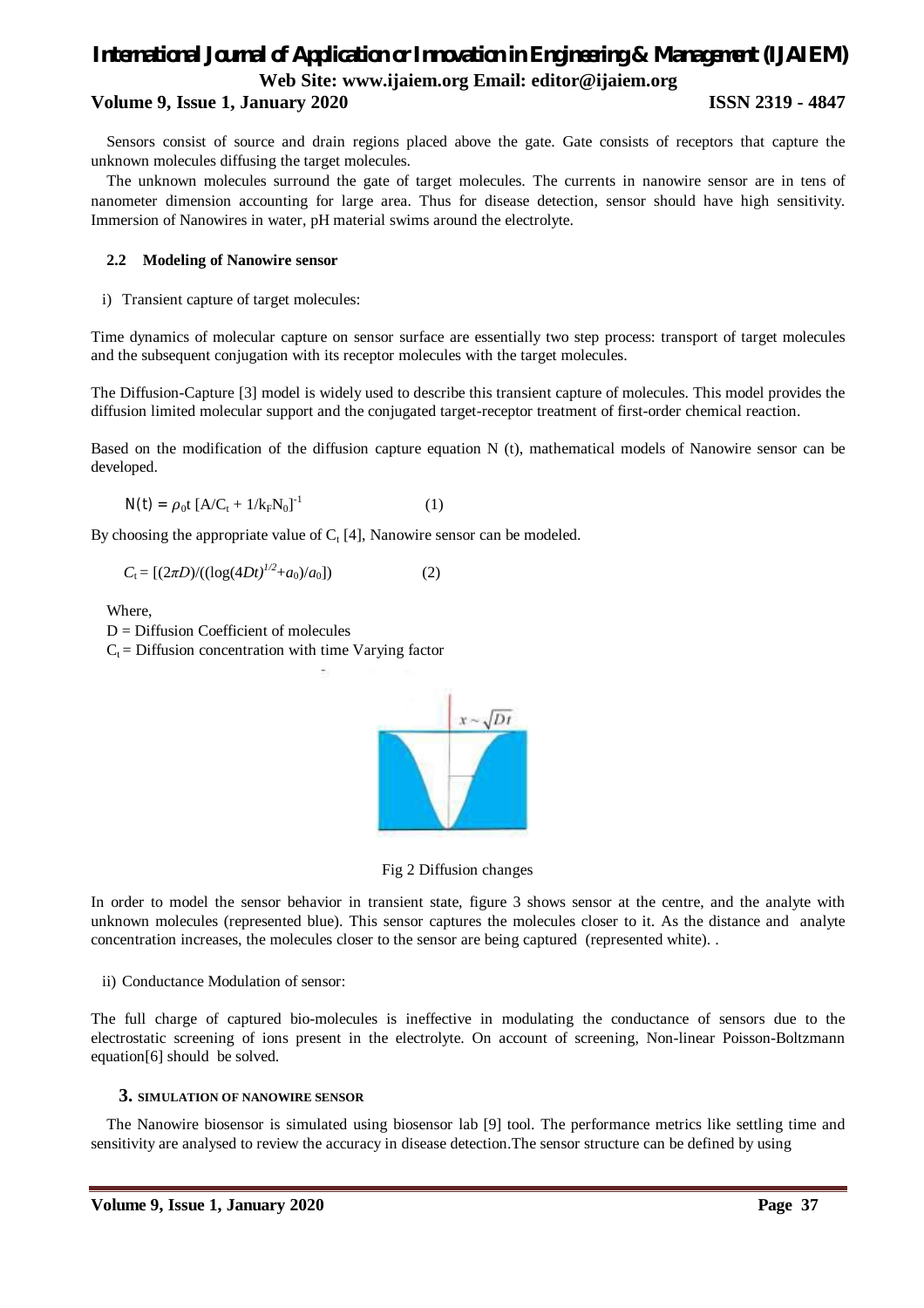Sensors consist of source and drain regions placed above the gate. Gate consists of receptors that capture the unknown molecules diffusing the target molecules.

The unknown molecules surround the gate of target molecules. The currents in nanowire sensor are in tens of nanometer dimension accounting for large area. Thus for disease detection, sensor should have high sensitivity. Immersion of Nanowires in water, pH material swims around the electrolyte.

### 2.2 Modeling of Nanowire sensor

i) Transient capture of target molecules:

Time dynamics of molecular capture on sensor surface are essentially two step process: transport of target molecules and the subsequent conjugation with its receptor molecules with the target molecules.

The Diffusion-Capture [3] model is widely used to describe this transient capture of molecules. This model provides the diffusion limited molecular support and the conjugated target-receptor treatment of first-order chemical reaction.

Based on the modification of the diffusion capture equation N (t), mathematical models of Nanowire sensor can be developed.

$$N(t) = \rho_0 t\,[A/C_t + 1/k_F N_0]^{-1} \qquad (1)$$

By choosing the appropriate value of $C_t$ [4], Nanowire sensor can be modeled.

$$C_t = [(2\pi D)/((\log(4Dt)^{1/2}+a_0)/a_0])) \qquad (2)$$

Where,

D = Diffusion Coefficient of molecules

$C_t$ = Diffusion concentration with time Varying factor

$x \sim \sqrt{Dt}$

Fig 2 Diffusion changes

In order to model the sensor behavior in transient state, figure 3 shows sensor at the centre, and the analyte with unknown molecules (represented blue). This sensor captures the molecules closer to it. As the distance and analyte concentration increases, the molecules closer to the sensor are being captured (represented white). .

ii) Conductance Modulation of sensor:

The full charge of captured bio-molecules is ineffective in modulating the conductance of sensors due to the electrostatic screening of ions present in the electrolyte. On account of screening, Non-linear Poisson-Boltzmann equation[6] should be solved.

## 3. SIMULATION OF NANOWIRE SENSOR

The Nanowire biosensor is simulated using biosensor lab [9] tool. The performance metrics like settling time and sensitivity are analysed to review the accuracy in disease detection.The sensor structure can be defined by using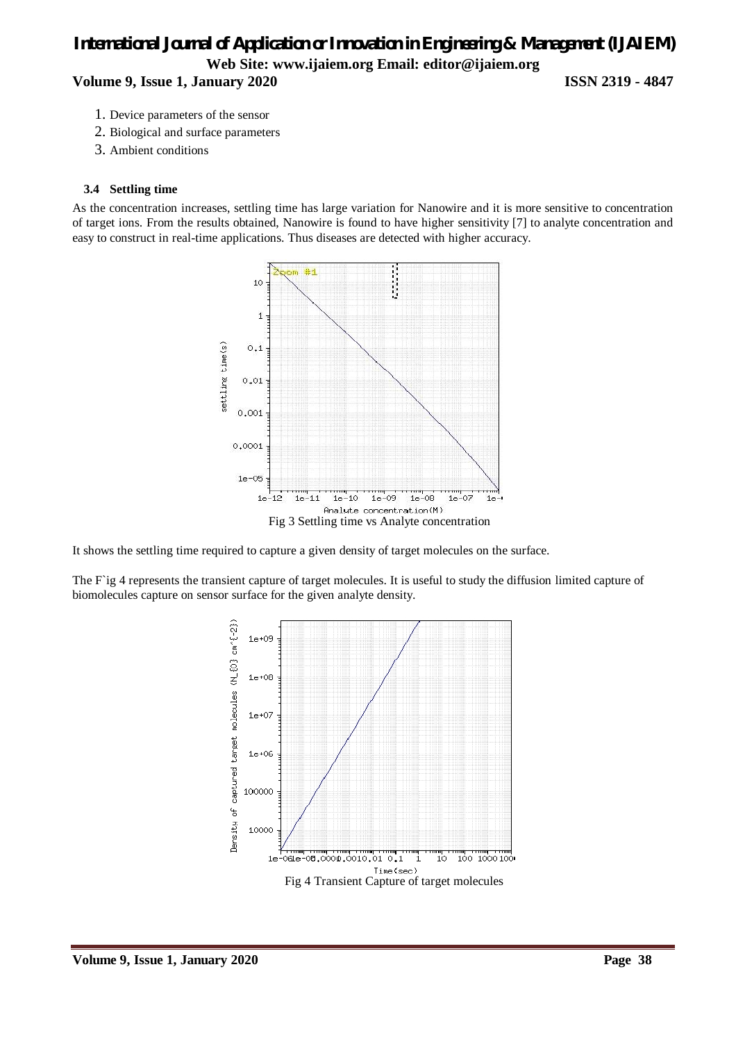1. Device parameters of the sensor
2. Biological and surface parameters
3. Ambient conditions

### 3.4 Settling time

As the concentration increases, settling time has large variation for Nanowire and it is more sensitive to concentration of target ions. From the results obtained, Nanowire is found to have higher sensitivity [7] to analyte concentration and easy to construct in real-time applications. Thus diseases are detected with higher accuracy.

Zoom #1

settling time(s)

10
1
0.1
0.01
0.001
0.0001
1e-05

1e-12 1e-11 1e-10 1e-09 1e-08 1e-07 1e-

Analyte concentration(M)

Fig 3 Settling time vs Analyte concentration

It shows the settling time required to capture a given density of target molecules on the surface.

The F`ig 4 represents the transient capture of target molecules. It is useful to study the diffusion limited capture of biomolecules capture on sensor surface for the given analyte density.

Density of captured target molecules (N_{0} cm^{-2})

1e+09
1e+08
1e+07
1e+06
100000
10000

1e-061e-05.0001.0010.01 0.1 1 10 100 1000100

Time(sec)

Fig 4 Transient Capture of target molecules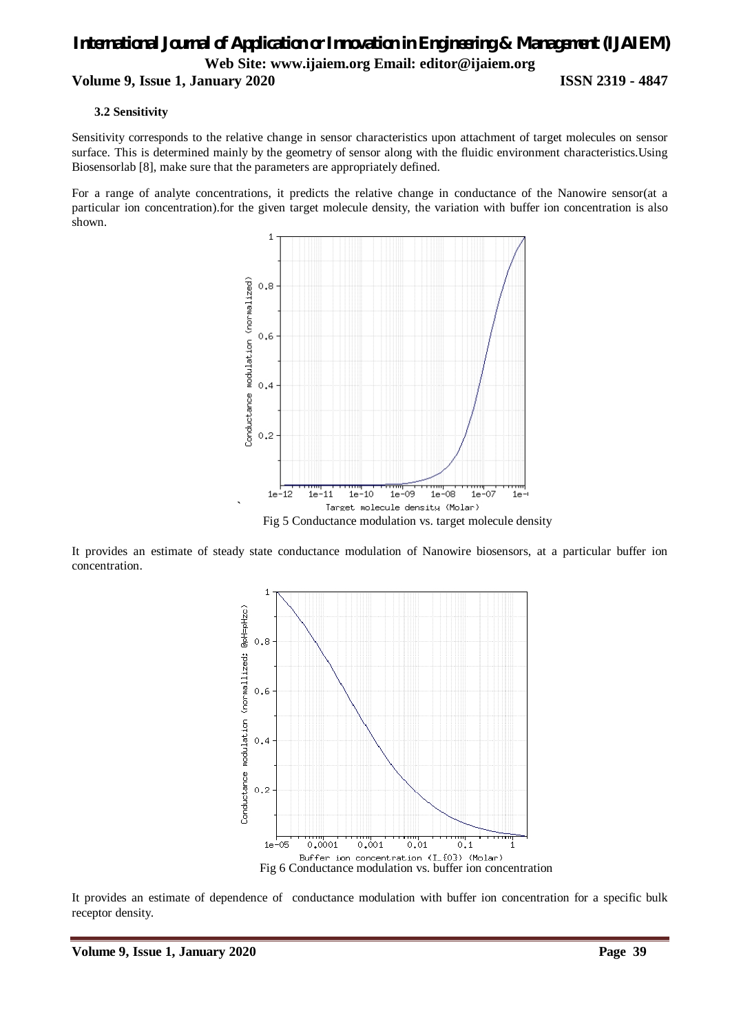### 3.2 Sensitivity

Sensitivity corresponds to the relative change in sensor characteristics upon attachment of target molecules on sensor surface. This is determined mainly by the geometry of sensor along with the fluidic environment characteristics.Using Biosensorlab [8], make sure that the parameters are appropriately defined.

For a range of analyte concentrations, it predicts the relative change in conductance of the Nanowire sensor(at a particular ion concentration).for the given target molecule density, the variation with buffer ion concentration is also shown.

Conductance modulation (normalized)
1
0.8
0.6
0.4
0.2
1e-12 1e-11 1e-10 1e-09 1e-08 1e-07 1e-
Target molecule density (Molar)

Fig 5 Conductance modulation vs. target molecule density

It provides an estimate of steady state conductance modulation of Nanowire biosensors, at a particular buffer ion concentration.

Conductance modulation (normalized: @pH=pHzc)
1
0.8
0.6
0.4
0.2
1e-05 0.0001 0.001 0.01 0.1 1
Buffer ion concentration (I_{0}) (Molar)

Fig 6 Conductance modulation vs. buffer ion concentration

It provides an estimate of dependence of conductance modulation with buffer ion concentration for a specific bulk receptor density.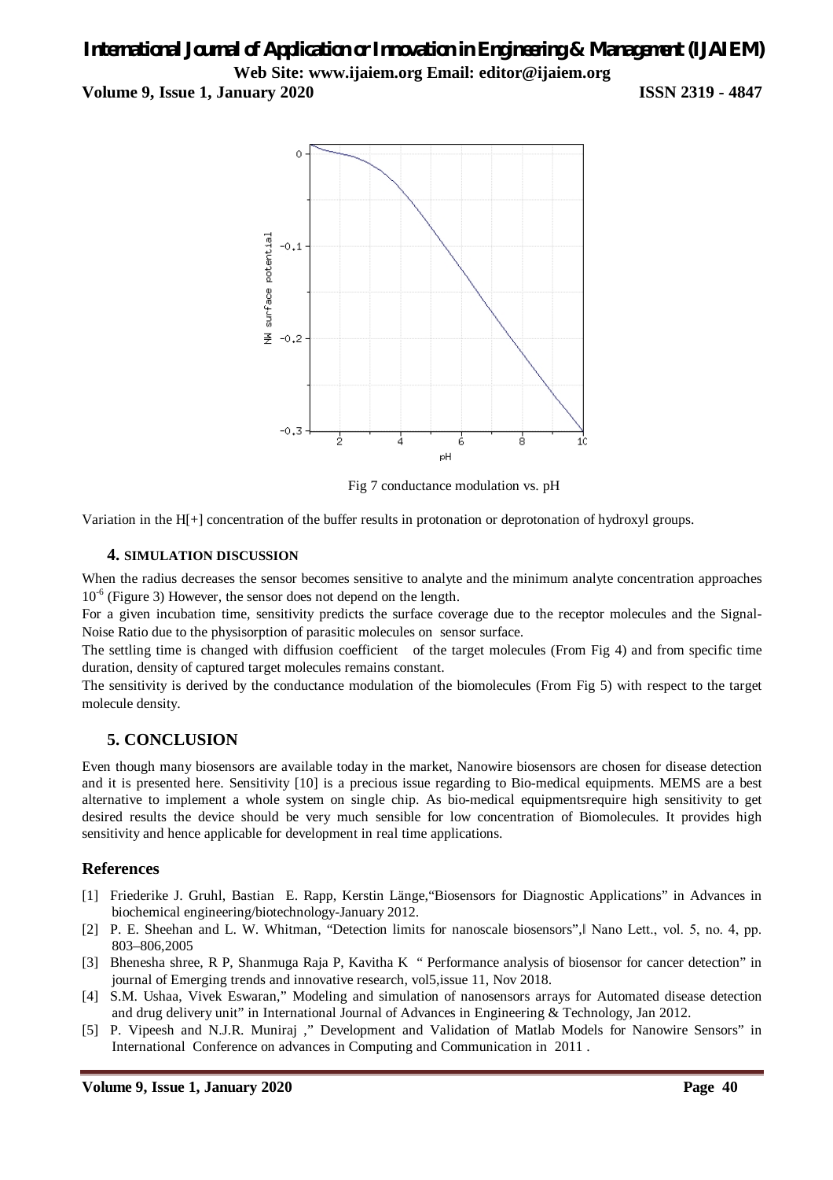0

-0.1

-0.2

-0.3

2 4 6 8 10

NW surface potential

pH

Fig 7 conductance modulation vs. pH

Variation in the H[+] concentration of the buffer results in protonation or deprotonation of hydroxyl groups.

### 4. SIMULATION DISCUSSION

When the radius decreases the sensor becomes sensitive to analyte and the minimum analyte concentration approaches $10^{-6}$ (Figure 3) However, the sensor does not depend on the length.

For a given incubation time, sensitivity predicts the surface coverage due to the receptor molecules and the Signal-Noise Ratio due to the physisorption of parasitic molecules on sensor surface.

The settling time is changed with diffusion coefficient of the target molecules (From Fig 4) and from specific time duration, density of captured target molecules remains constant.

The sensitivity is derived by the conductance modulation of the biomolecules (From Fig 5) with respect to the target molecule density.

## 5. CONCLUSION

Even though many biosensors are available today in the market, Nanowire biosensors are chosen for disease detection and it is presented here. Sensitivity [10] is a precious issue regarding to Bio-medical equipments. MEMS are a best alternative to implement a whole system on single chip. As bio-medical equipmentsrequire high sensitivity to get desired results the device should be very much sensible for low concentration of Biomolecules. It provides high sensitivity and hence applicable for development in real time applications.

## References

[1] Friederike J. Gruhl, Bastian E. Rapp, Kerstin Länge,"Biosensors for Diagnostic Applications" in Advances in biochemical engineering/biotechnology-January 2012.

[2] P. E. Sheehan and L. W. Whitman, "Detection limits for nanoscale biosensors",‖ Nano Lett., vol. 5, no. 4, pp. 803–806,2005

[3] Bhenesha shree, R P, Shanmuga Raja P, Kavitha K " Performance analysis of biosensor for cancer detection" in journal of Emerging trends and innovative research, vol5,issue 11, Nov 2018.

[4] S.M. Ushaa, Vivek Eswaran," Modeling and simulation of nanosensors arrays for Automated disease detection and drug delivery unit" in International Journal of Advances in Engineering & Technology, Jan 2012.

[5] P. Vipeesh and N.J.R. Muniraj ," Development and Validation of Matlab Models for Nanowire Sensors" in International Conference on advances in Computing and Communication in 2011 .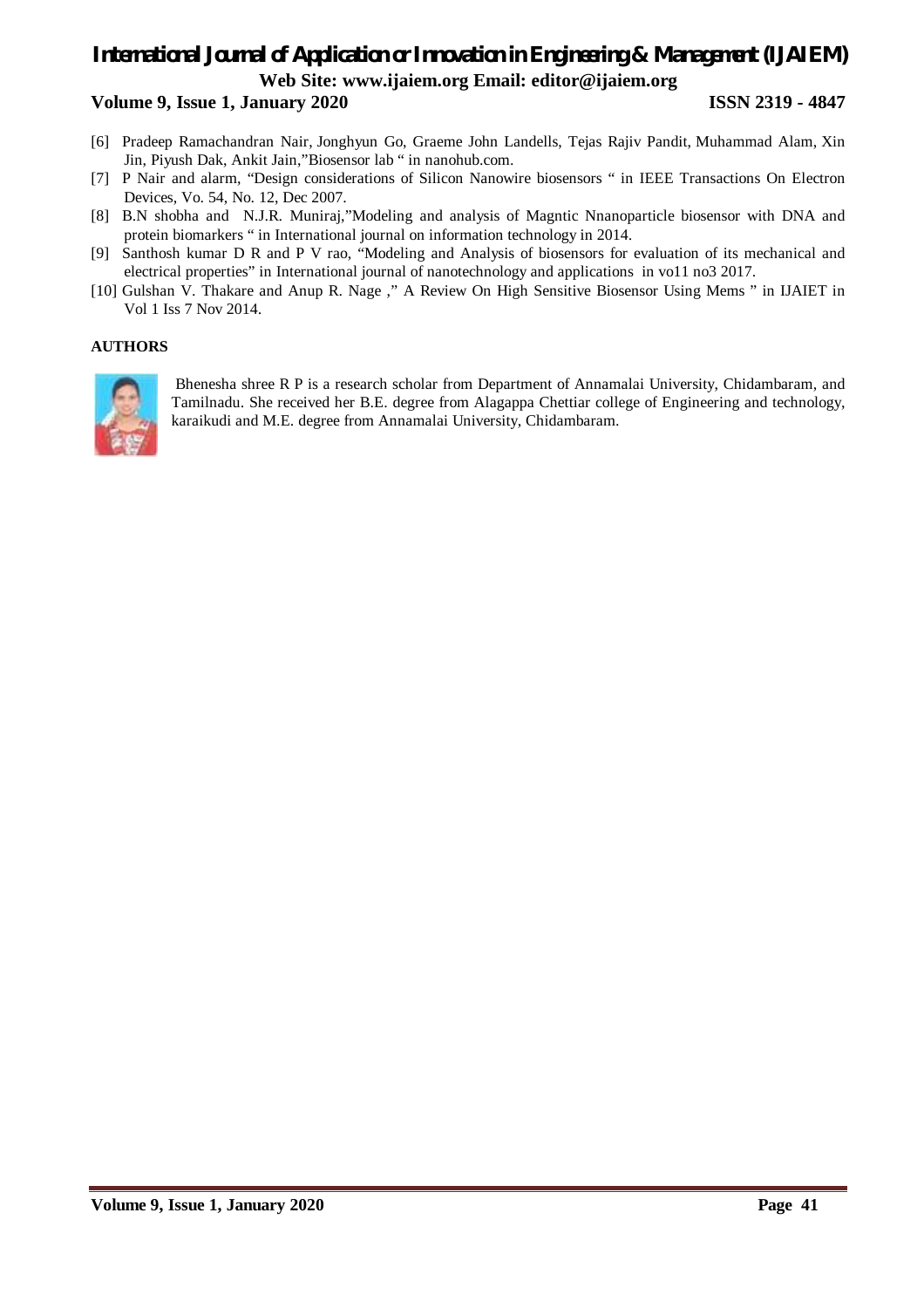[6] Pradeep Ramachandran Nair, Jonghyun Go, Graeme John Landells, Tejas Rajiv Pandit, Muhammad Alam, Xin Jin, Piyush Dak, Ankit Jain,"Biosensor lab " in nanohub.com.

[7] P Nair and alarm, "Design considerations of Silicon Nanowire biosensors " in IEEE Transactions On Electron Devices, Vo. 54, No. 12, Dec 2007.

[8] B.N shobha and N.J.R. Muniraj,"Modeling and analysis of Magntic Nnanoparticle biosensor with DNA and protein biomarkers " in International journal on information technology in 2014.

[9] Santhosh kumar D R and P V rao, "Modeling and Analysis of biosensors for evaluation of its mechanical and electrical properties" in International journal of nanotechnology and applications in vo11 no3 2017.

[10] Gulshan V. Thakare and Anup R. Nage ," A Review On High Sensitive Biosensor Using Mems " in IJAIET in Vol 1 Iss 7 Nov 2014.

**AUTHORS**

Bhenesha shree R P is a research scholar from Department of Annamalai University, Chidambaram, and Tamilnadu. She received her B.E. degree from Alagappa Chettiar college of Engineering and technology, karaikudi and M.E. degree from Annamalai University, Chidambaram.